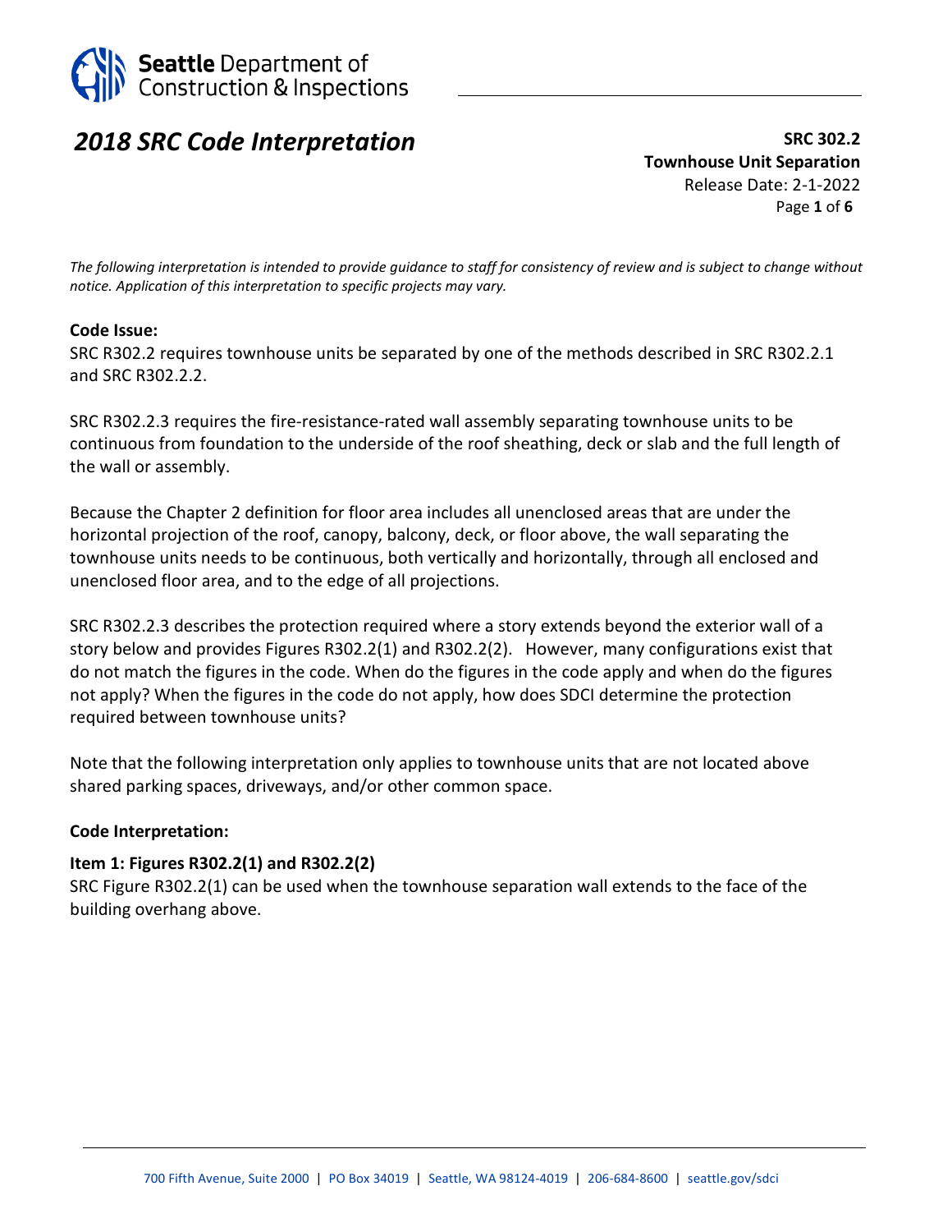Seattle Department of Construction & Inspections

# *2018 SRC Code Interpretation*

**SRC 302.2**
**Townhouse Unit Separation**
Release Date: 2-1-2022

*The following interpretation is intended to provide guidance to staff for consistency of review and is subject to change without notice. Application of this interpretation to specific projects may vary.*

**Code Issue:**

SRC R302.2 requires townhouse units be separated by one of the methods described in SRC R302.2.1 and SRC R302.2.2.

SRC R302.2.3 requires the fire-resistance-rated wall assembly separating townhouse units to be continuous from foundation to the underside of the roof sheathing, deck or slab and the full length of the wall or assembly.

Because the Chapter 2 definition for floor area includes all unenclosed areas that are under the horizontal projection of the roof, canopy, balcony, deck, or floor above, the wall separating the townhouse units needs to be continuous, both vertically and horizontally, through all enclosed and unenclosed floor area, and to the edge of all projections.

SRC R302.2.3 describes the protection required where a story extends beyond the exterior wall of a story below and provides Figures R302.2(1) and R302.2(2). However, many configurations exist that do not match the figures in the code. When do the figures in the code apply and when do the figures not apply? When the figures in the code do not apply, how does SDCI determine the protection required between townhouse units?

Note that the following interpretation only applies to townhouse units that are not located above shared parking spaces, driveways, and/or other common space.

**Code Interpretation:**

**Item 1: Figures R302.2(1) and R302.2(2)**

SRC Figure R302.2(1) can be used when the townhouse separation wall extends to the face of the building overhang above.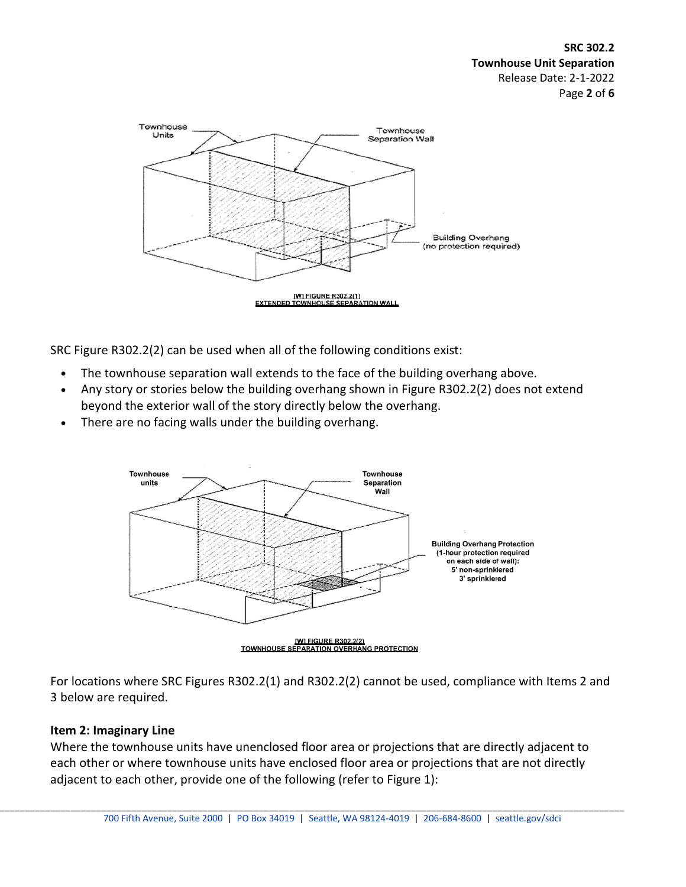[W] FIGURE R302.2(1)
EXTENDED TOWNHOUSE SEPARATION WALL

SRC Figure R302.2(2) can be used when all of the following conditions exist:

- The townhouse separation wall extends to the face of the building overhang above.
- Any story or stories below the building overhang shown in Figure R302.2(2) does not extend beyond the exterior wall of the story directly below the overhang.
- There are no facing walls under the building overhang.

[W] FIGURE R302.2(2)
TOWNHOUSE SEPARATION OVERHANG PROTECTION

For locations where SRC Figures R302.2(1) and R302.2(2) cannot be used, compliance with Items 2 and 3 below are required.

### Item 2: Imaginary Line

Where the townhouse units have unenclosed floor area or projections that are directly adjacent to each other or where townhouse units have enclosed floor area or projections that are not directly adjacent to each other, provide one of the following (refer to Figure 1):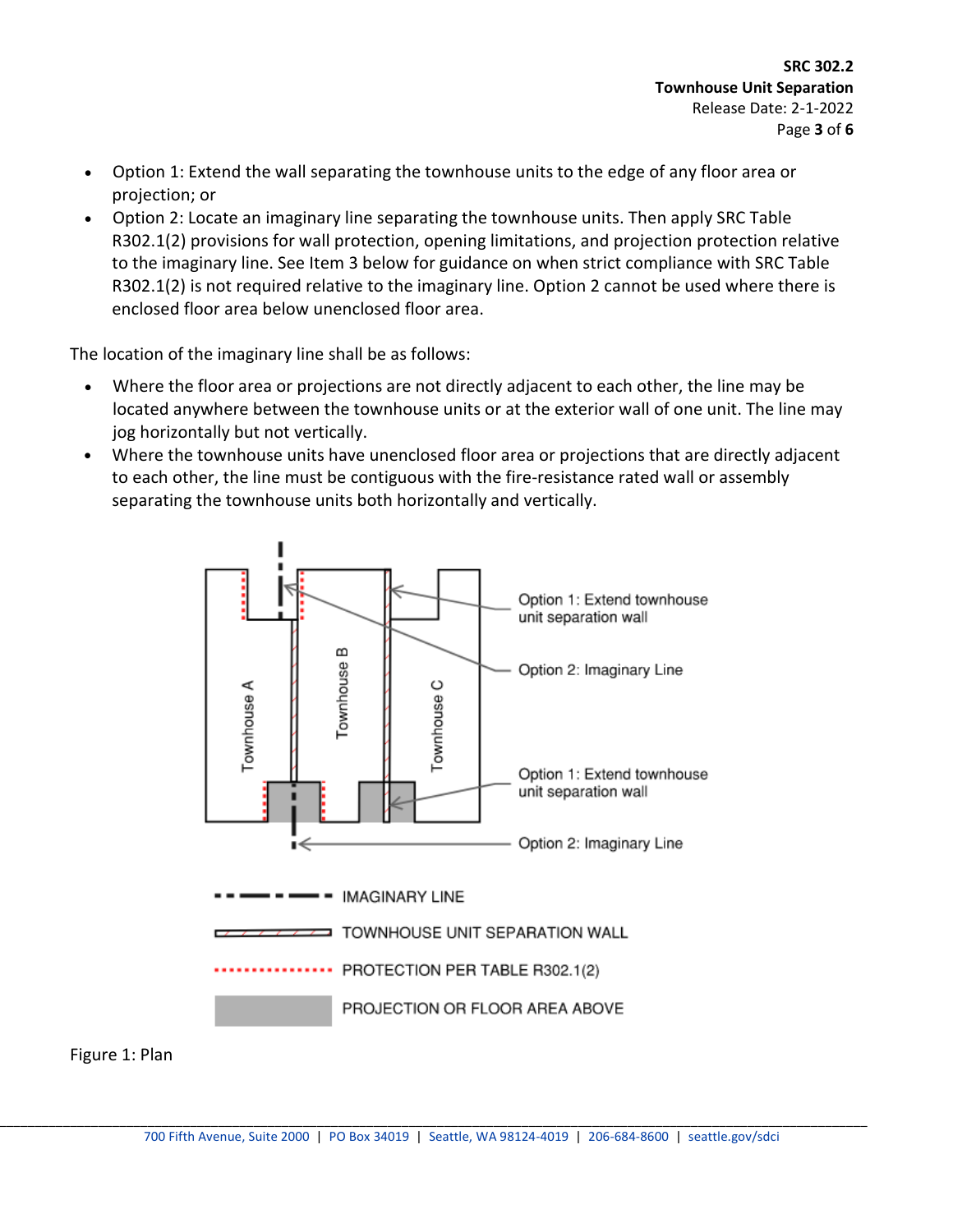- Option 1: Extend the wall separating the townhouse units to the edge of any floor area or projection; or
- Option 2: Locate an imaginary line separating the townhouse units. Then apply SRC Table R302.1(2) provisions for wall protection, opening limitations, and projection protection relative to the imaginary line. See Item 3 below for guidance on when strict compliance with SRC Table R302.1(2) is not required relative to the imaginary line. Option 2 cannot be used where there is enclosed floor area below unenclosed floor area.

The location of the imaginary line shall be as follows:

- Where the floor area or projections are not directly adjacent to each other, the line may be located anywhere between the townhouse units or at the exterior wall of one unit. The line may jog horizontally but not vertically.
- Where the townhouse units have unenclosed floor area or projections that are directly adjacent to each other, the line must be contiguous with the fire-resistance rated wall or assembly separating the townhouse units both horizontally and vertically.

Figure 1: Plan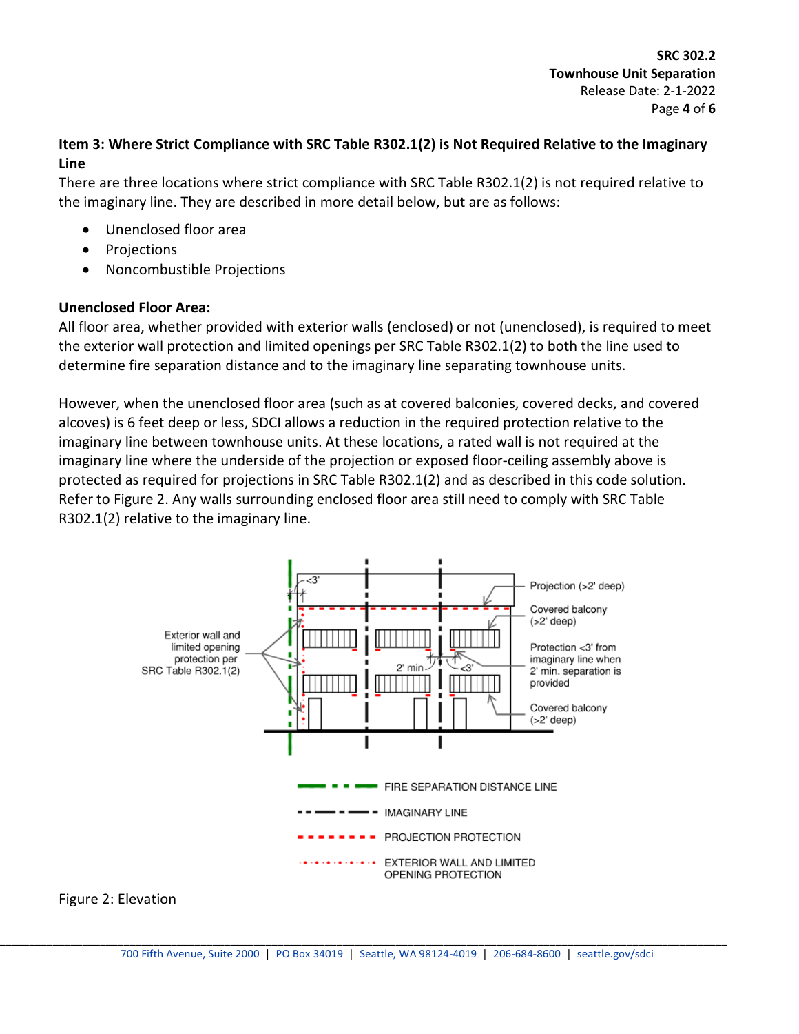### Item 3: Where Strict Compliance with SRC Table R302.1(2) is Not Required Relative to the Imaginary Line

There are three locations where strict compliance with SRC Table R302.1(2) is not required relative to the imaginary line. They are described in more detail below, but are as follows:

- Unenclosed floor area
- Projections
- Noncombustible Projections

**Unenclosed Floor Area:**

All floor area, whether provided with exterior walls (enclosed) or not (unenclosed), is required to meet the exterior wall protection and limited openings per SRC Table R302.1(2) to both the line used to determine fire separation distance and to the imaginary line separating townhouse units.

However, when the unenclosed floor area (such as at covered balconies, covered decks, and covered alcoves) is 6 feet deep or less, SDCI allows a reduction in the required protection relative to the imaginary line between townhouse units. At these locations, a rated wall is not required at the imaginary line where the underside of the projection or exposed floor-ceiling assembly above is protected as required for projections in SRC Table R302.1(2) and as described in this code solution. Refer to Figure 2. Any walls surrounding enclosed floor area still need to comply with SRC Table R302.1(2) relative to the imaginary line.

Figure 2: Elevation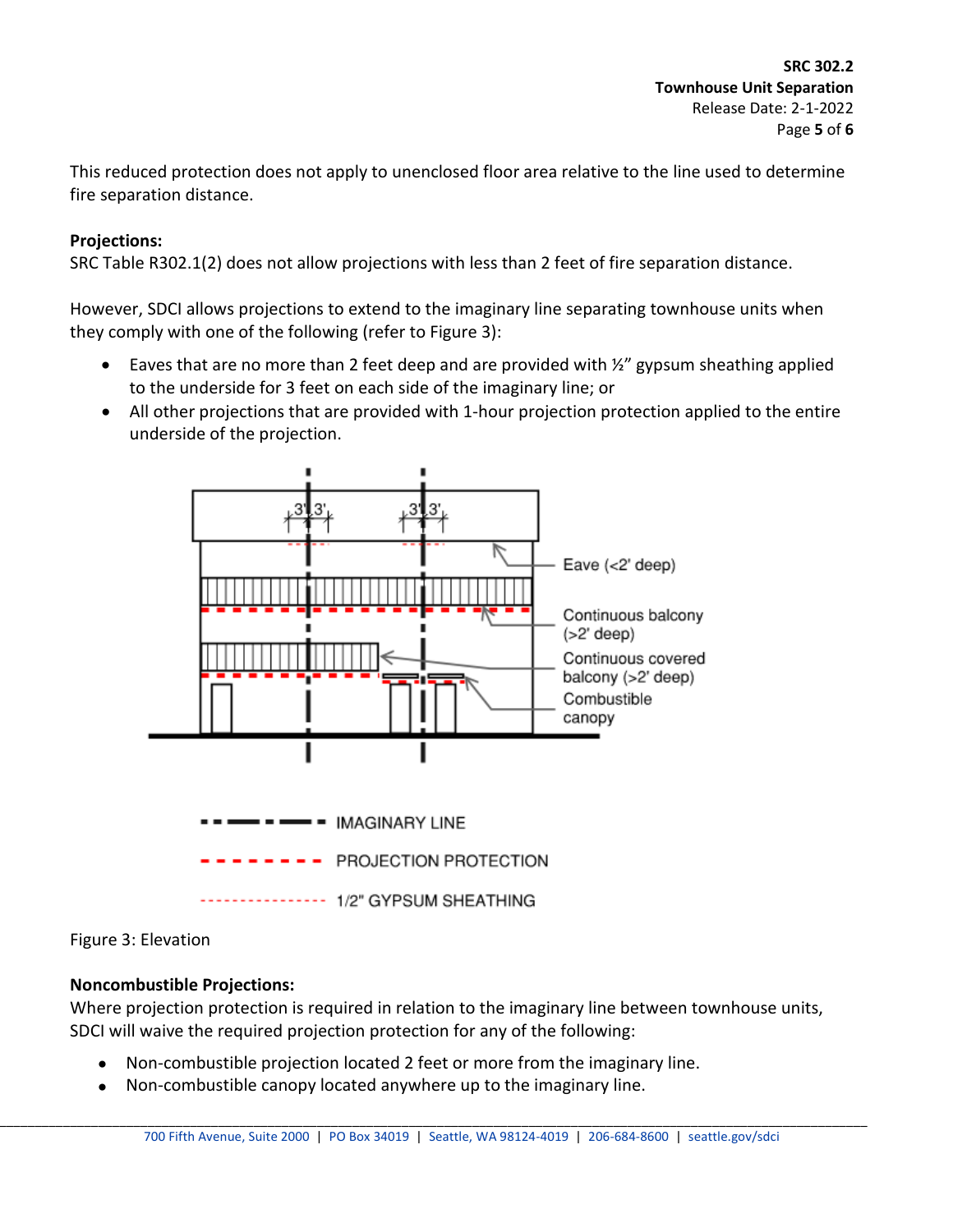This reduced protection does not apply to unenclosed floor area relative to the line used to determine fire separation distance.

**Projections:**

SRC Table R302.1(2) does not allow projections with less than 2 feet of fire separation distance.

However, SDCI allows projections to extend to the imaginary line separating townhouse units when they comply with one of the following (refer to Figure 3):

- Eaves that are no more than 2 feet deep and are provided with ½" gypsum sheathing applied to the underside for 3 feet on each side of the imaginary line; or
- All other projections that are provided with 1-hour projection protection applied to the entire underside of the projection.

Figure 3: Elevation

**Noncombustible Projections:**

Where projection protection is required in relation to the imaginary line between townhouse units, SDCI will waive the required projection protection for any of the following:

- Non-combustible projection located 2 feet or more from the imaginary line.
- Non-combustible canopy located anywhere up to the imaginary line.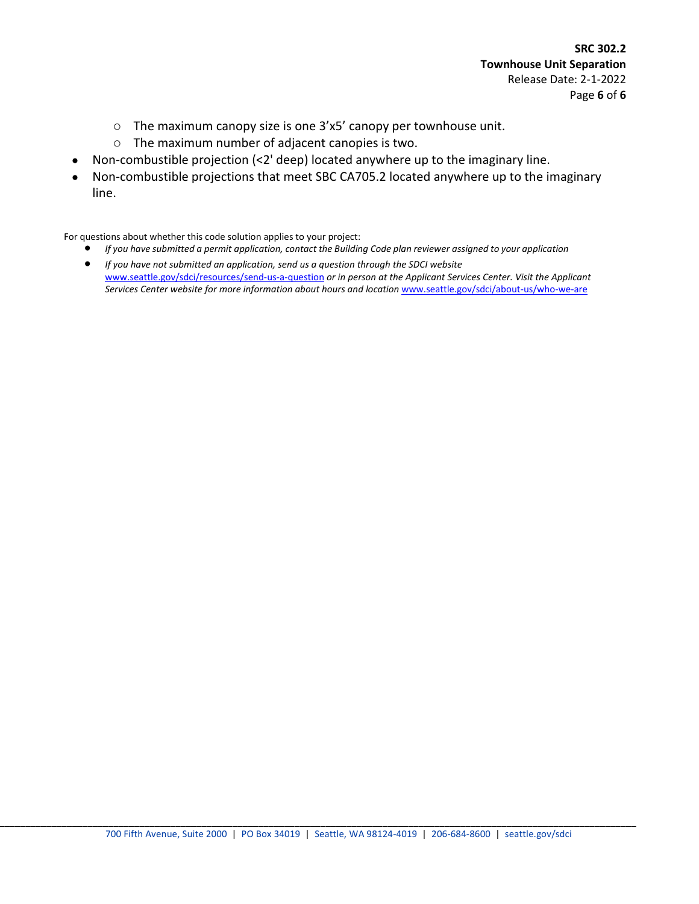- The maximum canopy size is one 3’x5’ canopy per townhouse unit.
    - The maximum number of adjacent canopies is two.
- Non-combustible projection (<2' deep) located anywhere up to the imaginary line.
- Non-combustible projections that meet SBC CA705.2 located anywhere up to the imaginary line.

For questions about whether this code solution applies to your project:

- *If you have submitted a permit application, contact the Building Code plan reviewer assigned to your application*
- *If you have not submitted an application, send us a question through the SDCI website* [www.seattle.gov/sdci/resources/send-us-a-question](www.seattle.gov/sdci/resources/send-us-a-question) *or in person at the Applicant Services Center. Visit the Applicant Services Center website for more information about hours and location* [www.seattle.gov/sdci/about-us/who-we-are](www.seattle.gov/sdci/about-us/who-we-are)